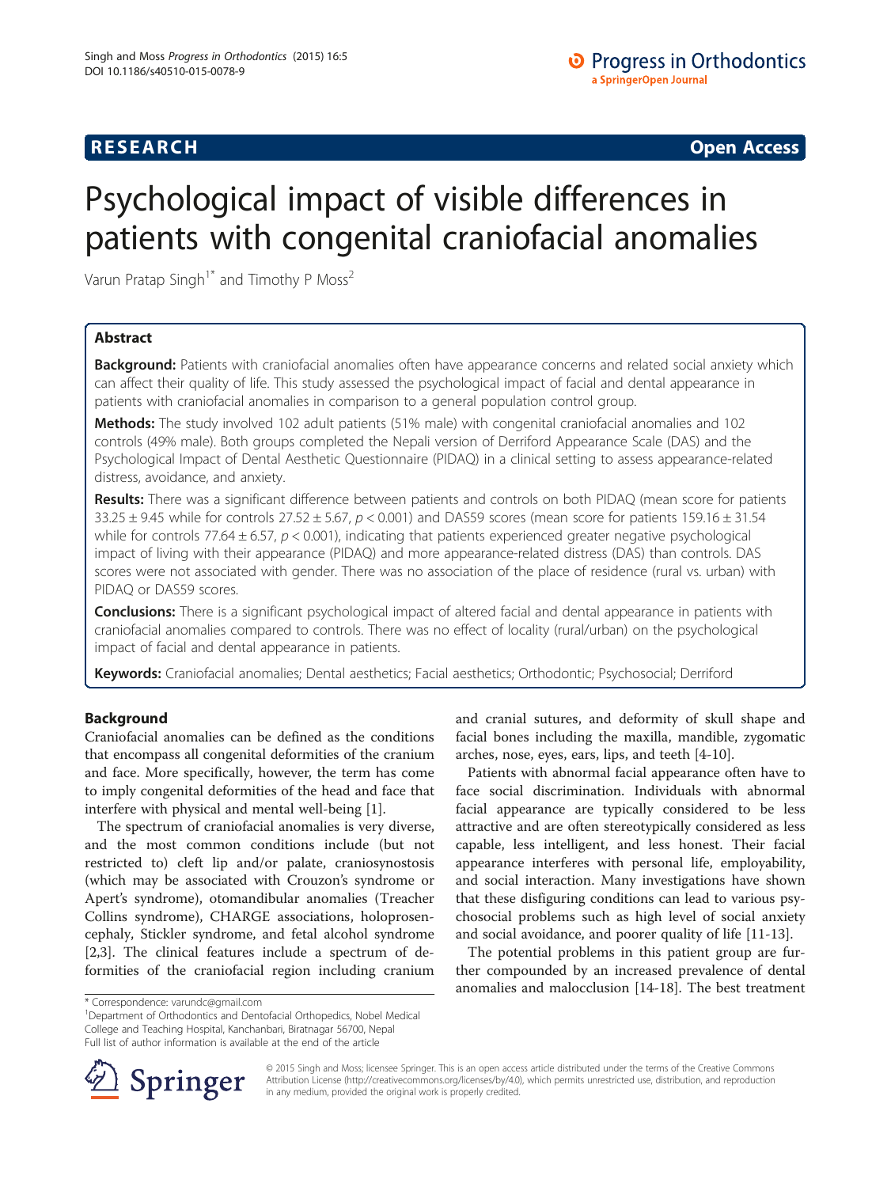**RESEARCH** **Open Access**

# Psychological impact of visible differences in patients with congenital craniofacial anomalies

Varun Pratap Singh[1*] and Timothy P Moss[2]

## Abstract

**Background:** Patients with craniofacial anomalies often have appearance concerns and related social anxiety which can affect their quality of life. This study assessed the psychological impact of facial and dental appearance in patients with craniofacial anomalies in comparison to a general population control group.

**Methods:** The study involved 102 adult patients (51% male) with congenital craniofacial anomalies and 102 controls (49% male). Both groups completed the Nepali version of Derriford Appearance Scale (DAS) and the Psychological Impact of Dental Aesthetic Questionnaire (PIDAQ) in a clinical setting to assess appearance-related distress, avoidance, and anxiety.

**Results:** There was a significant difference between patients and controls on both PIDAQ (mean score for patients $33.25 \pm 9.45$ while for controls $27.52 \pm 5.67$, $p < 0.001$) and DAS59 scores (mean score for patients $159.16 \pm 31.54$ while for controls $77.64 \pm 6.57$, $p < 0.001$), indicating that patients experienced greater negative psychological impact of living with their appearance (PIDAQ) and more appearance-related distress (DAS) than controls. DAS scores were not associated with gender. There was no association of the place of residence (rural vs. urban) with PIDAQ or DAS59 scores.

**Conclusions:** There is a significant psychological impact of altered facial and dental appearance in patients with craniofacial anomalies compared to controls. There was no effect of locality (rural/urban) on the psychological impact of facial and dental appearance in patients.

**Keywords:** Craniofacial anomalies; Dental aesthetics; Facial aesthetics; Orthodontic; Psychosocial; Derriford

## Background

Craniofacial anomalies can be defined as the conditions that encompass all congenital deformities of the cranium and face. More specifically, however, the term has come to imply congenital deformities of the head and face that interfere with physical and mental well-being [1].

The spectrum of craniofacial anomalies is very diverse, and the most common conditions include (but not restricted to) cleft lip and/or palate, craniosynostosis (which may be associated with Crouzon's syndrome or Apert's syndrome), otomandibular anomalies (Treacher Collins syndrome), CHARGE associations, holoprosencephaly, Stickler syndrome, and fetal alcohol syndrome [2,3]. The clinical features include a spectrum of deformities of the craniofacial region including cranium and cranial sutures, and deformity of skull shape and facial bones including the maxilla, mandible, zygomatic arches, nose, eyes, ears, lips, and teeth [4-10].

Patients with abnormal facial appearance often have to face social discrimination. Individuals with abnormal facial appearance are typically considered to be less attractive and are often stereotypically considered as less capable, less intelligent, and less honest. Their facial appearance interferes with personal life, employability, and social interaction. Many investigations have shown that these disfiguring conditions can lead to various psychosocial problems such as high level of social anxiety and social avoidance, and poorer quality of life [11-13].

The potential problems in this patient group are further compounded by an increased prevalence of dental anomalies and malocclusion [14-18]. The best treatment

\* Correspondence: varundc@gmail.com
[1]Department of Orthodontics and Dentofacial Orthopedics, Nobel Medical College and Teaching Hospital, Kanchanbari, Biratnagar 56700, Nepal
Full list of author information is available at the end of the article

© 2015 Singh and Moss; licensee Springer. This is an open access article distributed under the terms of the Creative Commons Attribution License (http://creativecommons.org/licenses/by/4.0), which permits unrestricted use, distribution, and reproduction in any medium, provided the original work is properly credited.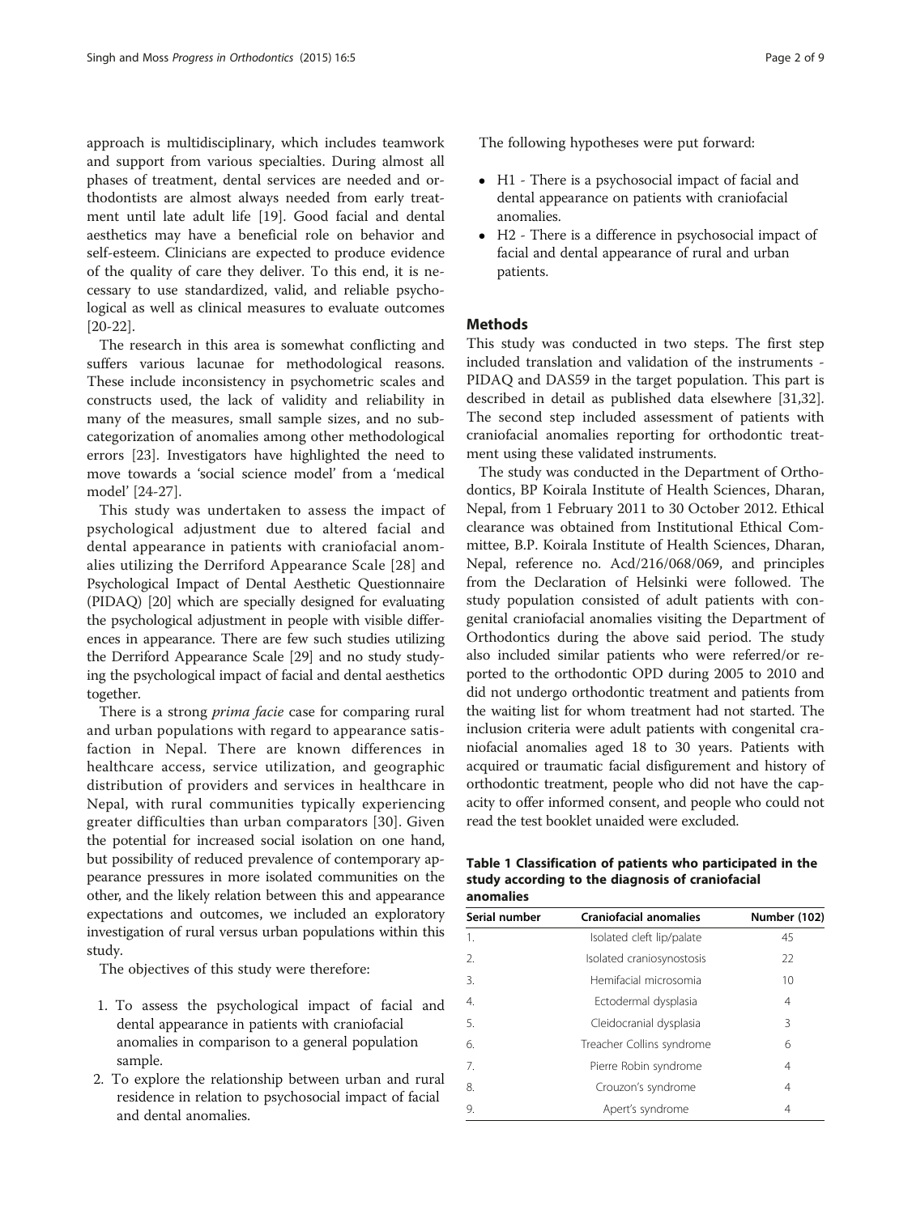approach is multidisciplinary, which includes teamwork and support from various specialties. During almost all phases of treatment, dental services are needed and orthodontists are almost always needed from early treatment until late adult life [19]. Good facial and dental aesthetics may have a beneficial role on behavior and self-esteem. Clinicians are expected to produce evidence of the quality of care they deliver. To this end, it is necessary to use standardized, valid, and reliable psychological as well as clinical measures to evaluate outcomes [20-22].

The research in this area is somewhat conflicting and suffers various lacunae for methodological reasons. These include inconsistency in psychometric scales and constructs used, the lack of validity and reliability in many of the measures, small sample sizes, and no subcategorization of anomalies among other methodological errors [23]. Investigators have highlighted the need to move towards a 'social science model' from a 'medical model' [24-27].

This study was undertaken to assess the impact of psychological adjustment due to altered facial and dental appearance in patients with craniofacial anomalies utilizing the Derriford Appearance Scale [28] and Psychological Impact of Dental Aesthetic Questionnaire (PIDAQ) [20] which are specially designed for evaluating the psychological adjustment in people with visible differences in appearance. There are few such studies utilizing the Derriford Appearance Scale [29] and no study studying the psychological impact of facial and dental aesthetics together.

There is a strong *prima facie* case for comparing rural and urban populations with regard to appearance satisfaction in Nepal. There are known differences in healthcare access, service utilization, and geographic distribution of providers and services in healthcare in Nepal, with rural communities typically experiencing greater difficulties than urban comparators [30]. Given the potential for increased social isolation on one hand, but possibility of reduced prevalence of contemporary appearance pressures in more isolated communities on the other, and the likely relation between this and appearance expectations and outcomes, we included an exploratory investigation of rural versus urban populations within this study.

The objectives of this study were therefore:

1. To assess the psychological impact of facial and dental appearance in patients with craniofacial anomalies in comparison to a general population sample.
2. To explore the relationship between urban and rural residence in relation to psychosocial impact of facial and dental anomalies.

The following hypotheses were put forward:

- H1 - There is a psychosocial impact of facial and dental appearance on patients with craniofacial anomalies.
- H2 - There is a difference in psychosocial impact of facial and dental appearance of rural and urban patients.

## Methods

This study was conducted in two steps. The first step included translation and validation of the instruments - PIDAQ and DAS59 in the target population. This part is described in detail as published data elsewhere [31,32]. The second step included assessment of patients with craniofacial anomalies reporting for orthodontic treatment using these validated instruments.

The study was conducted in the Department of Orthodontics, BP Koirala Institute of Health Sciences, Dharan, Nepal, from 1 February 2011 to 30 October 2012. Ethical clearance was obtained from Institutional Ethical Committee, B.P. Koirala Institute of Health Sciences, Dharan, Nepal, reference no. Acd/216/068/069, and principles from the Declaration of Helsinki were followed. The study population consisted of adult patients with congenital craniofacial anomalies visiting the Department of Orthodontics during the above said period. The study also included similar patients who were referred/or reported to the orthodontic OPD during 2005 to 2010 and did not undergo orthodontic treatment and patients from the waiting list for whom treatment had not started. The inclusion criteria were adult patients with congenital craniofacial anomalies aged 18 to 30 years. Patients with acquired or traumatic facial disfigurement and history of orthodontic treatment, people who did not have the capacity to offer informed consent, and people who could not read the test booklet unaided were excluded.

**Table 1 Classification of patients who participated in the study according to the diagnosis of craniofacial anomalies**

| Serial number | Craniofacial anomalies | Number (102) |
|---|---|---|
| 1. | Isolated cleft lip/palate | 45 |
| 2. | Isolated craniosynostosis | 22 |
| 3. | Hemifacial microsomia | 10 |
| 4. | Ectodermal dysplasia | 4 |
| 5. | Cleidocranial dysplasia | 3 |
| 6. | Treacher Collins syndrome | 6 |
| 7. | Pierre Robin syndrome | 4 |
| 8. | Crouzon's syndrome | 4 |
| 9. | Apert's syndrome | 4 |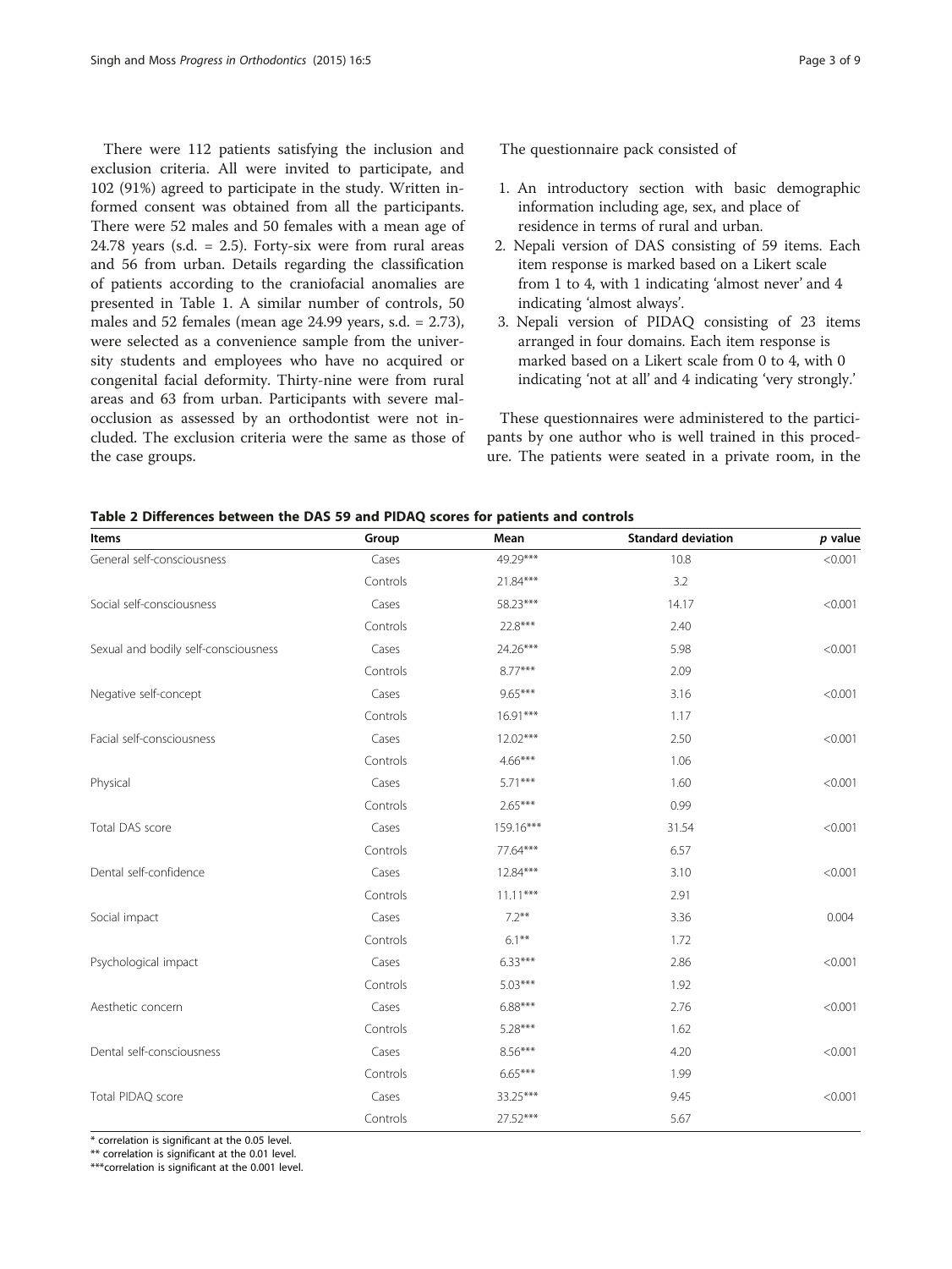There were 112 patients satisfying the inclusion and exclusion criteria. All were invited to participate, and 102 (91%) agreed to participate in the study. Written informed consent was obtained from all the participants. There were 52 males and 50 females with a mean age of 24.78 years (s.d. = 2.5). Forty-six were from rural areas and 56 from urban. Details regarding the classification of patients according to the craniofacial anomalies are presented in Table 1. A similar number of controls, 50 males and 52 females (mean age 24.99 years, s.d. = 2.73), were selected as a convenience sample from the university students and employees who have no acquired or congenital facial deformity. Thirty-nine were from rural areas and 63 from urban. Participants with severe malocclusion as assessed by an orthodontist were not included. The exclusion criteria were the same as those of the case groups.

The questionnaire pack consisted of

1. An introductory section with basic demographic information including age, sex, and place of residence in terms of rural and urban.
2. Nepali version of DAS consisting of 59 items. Each item response is marked based on a Likert scale from 1 to 4, with 1 indicating 'almost never' and 4 indicating 'almost always'.
3. Nepali version of PIDAQ consisting of 23 items arranged in four domains. Each item response is marked based on a Likert scale from 0 to 4, with 0 indicating 'not at all' and 4 indicating 'very strongly.'

These questionnaires were administered to the participants by one author who is well trained in this procedure. The patients were seated in a private room, in the

**Table 2 Differences between the DAS 59 and PIDAQ scores for patients and controls**

| Items | Group | Mean | Standard deviation | *p* value |
|---|---|---|---|---|
| General self-consciousness | Cases | 49.29*** | 10.8 | <0.001 |
| | Controls | 21.84*** | 3.2 | |
| Social self-consciousness | Cases | 58.23*** | 14.17 | <0.001 |
| | Controls | 22.8*** | 2.40 | |
| Sexual and bodily self-consciousness | Cases | 24.26*** | 5.98 | <0.001 |
| | Controls | 8.77*** | 2.09 | |
| Negative self-concept | Cases | 9.65*** | 3.16 | <0.001 |
| | Controls | 16.91*** | 1.17 | |
| Facial self-consciousness | Cases | 12.02*** | 2.50 | <0.001 |
| | Controls | 4.66*** | 1.06 | |
| Physical | Cases | 5.71*** | 1.60 | <0.001 |
| | Controls | 2.65*** | 0.99 | |
| Total DAS score | Cases | 159.16*** | 31.54 | <0.001 |
| | Controls | 77.64*** | 6.57 | |
| Dental self-confidence | Cases | 12.84*** | 3.10 | <0.001 |
| | Controls | 11.11*** | 2.91 | |
| Social impact | Cases | 7.2** | 3.36 | 0.004 |
| | Controls | 6.1** | 1.72 | |
| Psychological impact | Cases | 6.33*** | 2.86 | <0.001 |
| | Controls | 5.03*** | 1.92 | |
| Aesthetic concern | Cases | 6.88*** | 2.76 | <0.001 |
| | Controls | 5.28*** | 1.62 | |
| Dental self-consciousness | Cases | 8.56*** | 4.20 | <0.001 |
| | Controls | 6.65*** | 1.99 | |
| Total PIDAQ score | Cases | 33.25*** | 9.45 | <0.001 |
| | Controls | 27.52*** | 5.67 | |

\* correlation is significant at the 0.05 level.

\*\* correlation is significant at the 0.01 level.

\*\*\*correlation is significant at the 0.001 level.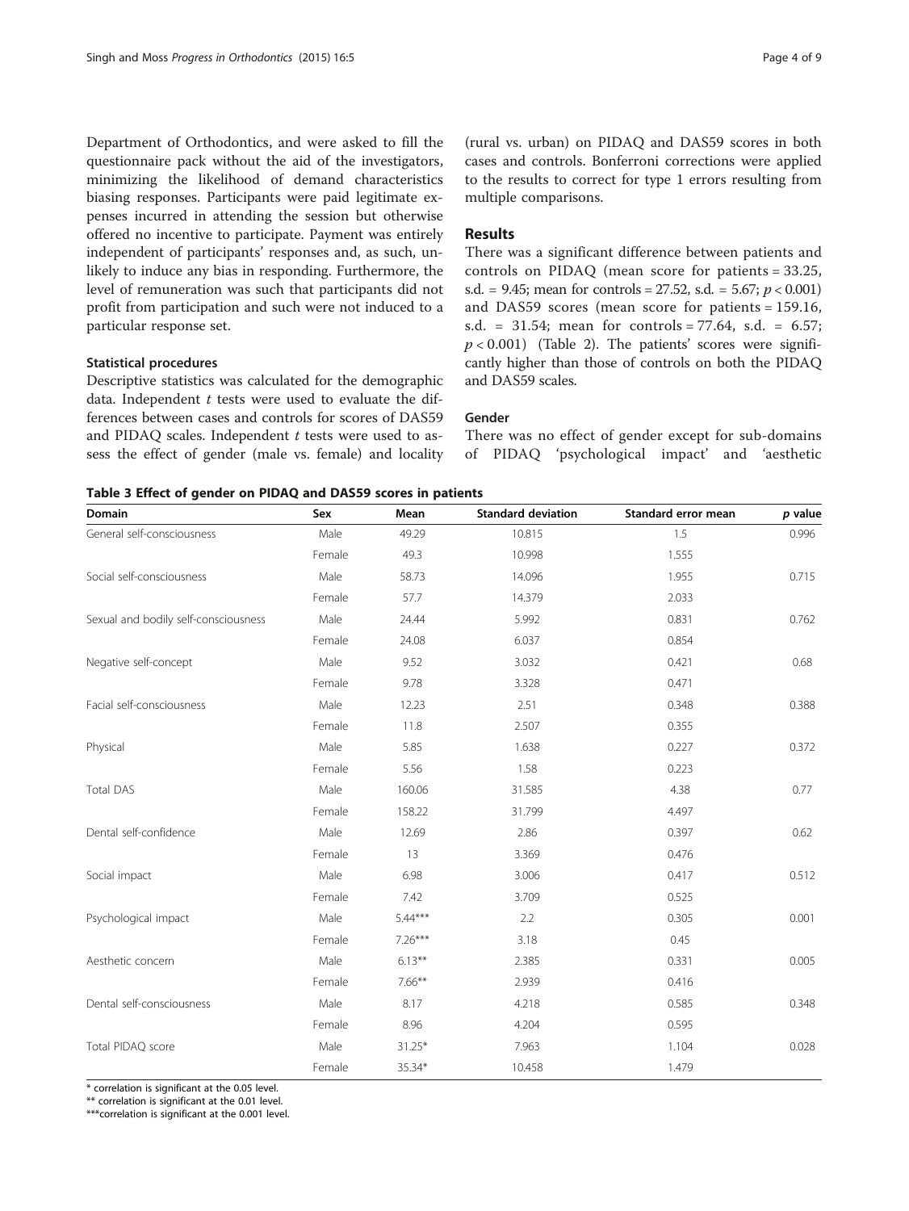Department of Orthodontics, and were asked to fill the questionnaire pack without the aid of the investigators, minimizing the likelihood of demand characteristics biasing responses. Participants were paid legitimate expenses incurred in attending the session but otherwise offered no incentive to participate. Payment was entirely independent of participants' responses and, as such, unlikely to induce any bias in responding. Furthermore, the level of remuneration was such that participants did not profit from participation and such were not induced to a particular response set.

### Statistical procedures

Descriptive statistics was calculated for the demographic data. Independent *t* tests were used to evaluate the differences between cases and controls for scores of DAS59 and PIDAQ scales. Independent *t* tests were used to assess the effect of gender (male vs. female) and locality (rural vs. urban) on PIDAQ and DAS59 scores in both cases and controls. Bonferroni corrections were applied to the results to correct for type 1 errors resulting from multiple comparisons.

## Results

There was a significant difference between patients and controls on PIDAQ (mean score for patients = 33.25, s.d. = 9.45; mean for controls = 27.52, s.d. = 5.67; $p < 0.001$) and DAS59 scores (mean score for patients = 159.16, s.d. = 31.54; mean for controls = 77.64, s.d. = 6.57; $p < 0.001$) (Table 2). The patients' scores were significantly higher than those of controls on both the PIDAQ and DAS59 scales.

### Gender

There was no effect of gender except for sub-domains of PIDAQ 'psychological impact' and 'aesthetic

**Table 3 Effect of gender on PIDAQ and DAS59 scores in patients**

| Domain | Sex | Mean | Standard deviation | Standard error mean | *p* value |
|---|---|---|---|---|---|
| General self-consciousness | Male | 49.29 | 10.815 | 1.5 | 0.996 |
| | Female | 49.3 | 10.998 | 1.555 | |
| Social self-consciousness | Male | 58.73 | 14.096 | 1.955 | 0.715 |
| | Female | 57.7 | 14.379 | 2.033 | |
| Sexual and bodily self-consciousness | Male | 24.44 | 5.992 | 0.831 | 0.762 |
| | Female | 24.08 | 6.037 | 0.854 | |
| Negative self-concept | Male | 9.52 | 3.032 | 0.421 | 0.68 |
| | Female | 9.78 | 3.328 | 0.471 | |
| Facial self-consciousness | Male | 12.23 | 2.51 | 0.348 | 0.388 |
| | Female | 11.8 | 2.507 | 0.355 | |
| Physical | Male | 5.85 | 1.638 | 0.227 | 0.372 |
| | Female | 5.56 | 1.58 | 0.223 | |
| Total DAS | Male | 160.06 | 31.585 | 4.38 | 0.77 |
| | Female | 158.22 | 31.799 | 4.497 | |
| Dental self-confidence | Male | 12.69 | 2.86 | 0.397 | 0.62 |
| | Female | 13 | 3.369 | 0.476 | |
| Social impact | Male | 6.98 | 3.006 | 0.417 | 0.512 |
| | Female | 7.42 | 3.709 | 0.525 | |
| Psychological impact | Male | 5.44*** | 2.2 | 0.305 | 0.001 |
| | Female | 7.26*** | 3.18 | 0.45 | |
| Aesthetic concern | Male | 6.13** | 2.385 | 0.331 | 0.005 |
| | Female | 7.66** | 2.939 | 0.416 | |
| Dental self-consciousness | Male | 8.17 | 4.218 | 0.585 | 0.348 |
| | Female | 8.96 | 4.204 | 0.595 | |
| Total PIDAQ score | Male | 31.25* | 7.963 | 1.104 | 0.028 |
| | Female | 35.34* | 10.458 | 1.479 | |

* correlation is significant at the 0.05 level.
** correlation is significant at the 0.01 level.
***correlation is significant at the 0.001 level.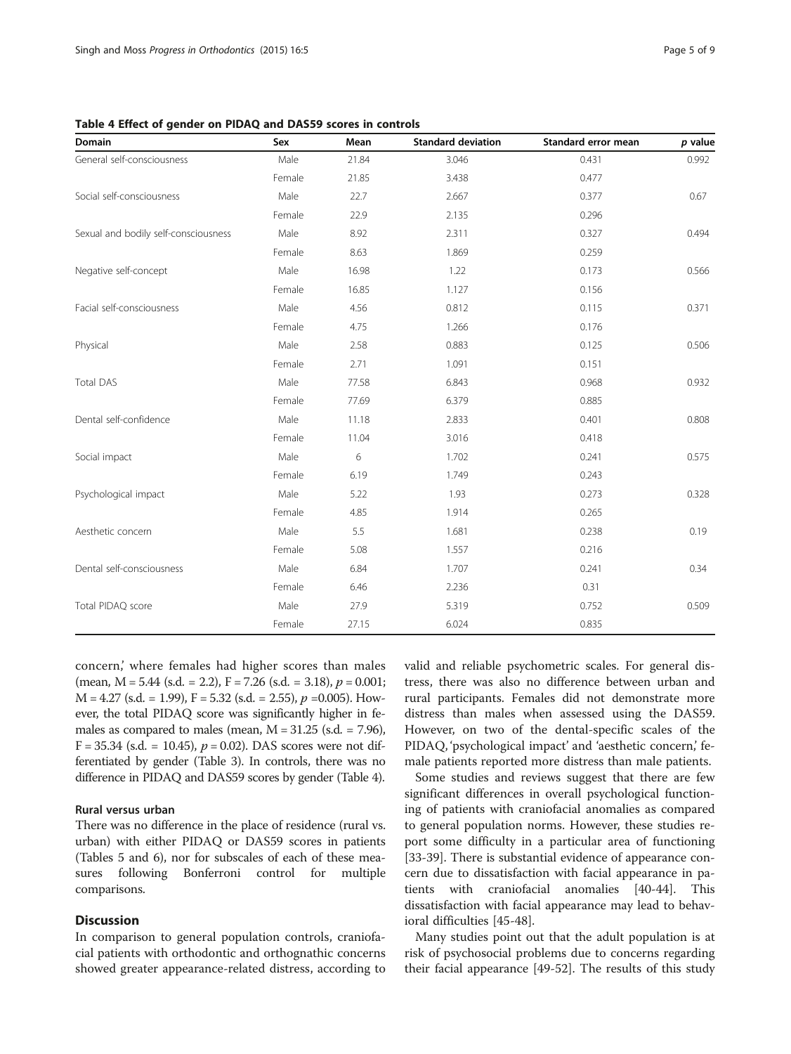**Table 4 Effect of gender on PIDAQ and DAS59 scores in controls**

| Domain | Sex | Mean | Standard deviation | Standard error mean | *p* value |
|---|---|---|---|---|---|
| General self-consciousness | Male | 21.84 | 3.046 | 0.431 | 0.992 |
| | Female | 21.85 | 3.438 | 0.477 | |
| Social self-consciousness | Male | 22.7 | 2.667 | 0.377 | 0.67 |
| | Female | 22.9 | 2.135 | 0.296 | |
| Sexual and bodily self-consciousness | Male | 8.92 | 2.311 | 0.327 | 0.494 |
| | Female | 8.63 | 1.869 | 0.259 | |
| Negative self-concept | Male | 16.98 | 1.22 | 0.173 | 0.566 |
| | Female | 16.85 | 1.127 | 0.156 | |
| Facial self-consciousness | Male | 4.56 | 0.812 | 0.115 | 0.371 |
| | Female | 4.75 | 1.266 | 0.176 | |
| Physical | Male | 2.58 | 0.883 | 0.125 | 0.506 |
| | Female | 2.71 | 1.091 | 0.151 | |
| Total DAS | Male | 77.58 | 6.843 | 0.968 | 0.932 |
| | Female | 77.69 | 6.379 | 0.885 | |
| Dental self-confidence | Male | 11.18 | 2.833 | 0.401 | 0.808 |
| | Female | 11.04 | 3.016 | 0.418 | |
| Social impact | Male | 6 | 1.702 | 0.241 | 0.575 |
| | Female | 6.19 | 1.749 | 0.243 | |
| Psychological impact | Male | 5.22 | 1.93 | 0.273 | 0.328 |
| | Female | 4.85 | 1.914 | 0.265 | |
| Aesthetic concern | Male | 5.5 | 1.681 | 0.238 | 0.19 |
| | Female | 5.08 | 1.557 | 0.216 | |
| Dental self-consciousness | Male | 6.84 | 1.707 | 0.241 | 0.34 |
| | Female | 6.46 | 2.236 | 0.31 | |
| Total PIDAQ score | Male | 27.9 | 5.319 | 0.752 | 0.509 |
| | Female | 27.15 | 6.024 | 0.835 | |

concern,' where females had higher scores than males (mean, M = 5.44 (s.d. = 2.2), F = 7.26 (s.d. = 3.18), $p = 0.001$; M = 4.27 (s.d. = 1.99), F = 5.32 (s.d. = 2.55), $p = 0.005$). However, the total PIDAQ score was significantly higher in females as compared to males (mean, M = 31.25 (s.d. = 7.96), F = 35.34 (s.d. = 10.45), $p = 0.02$). DAS scores were not differentiated by gender (Table 3). In controls, there was no difference in PIDAQ and DAS59 scores by gender (Table 4).

#### Rural versus urban

There was no difference in the place of residence (rural vs. urban) with either PIDAQ or DAS59 scores in patients (Tables 5 and 6), nor for subscales of each of these measures following Bonferroni control for multiple comparisons.

## Discussion

In comparison to general population controls, craniofacial patients with orthodontic and orthognathic concerns showed greater appearance-related distress, according to valid and reliable psychometric scales. For general distress, there was also no difference between urban and rural participants. Females did not demonstrate more distress than males when assessed using the DAS59. However, on two of the dental-specific scales of the PIDAQ, 'psychological impact' and 'aesthetic concern,' female patients reported more distress than male patients.

Some studies and reviews suggest that there are few significant differences in overall psychological functioning of patients with craniofacial anomalies as compared to general population norms. However, these studies report some difficulty in a particular area of functioning [33-39]. There is substantial evidence of appearance concern due to dissatisfaction with facial appearance in patients with craniofacial anomalies [40-44]. This dissatisfaction with facial appearance may lead to behavioral difficulties [45-48].

Many studies point out that the adult population is at risk of psychosocial problems due to concerns regarding their facial appearance [49-52]. The results of this study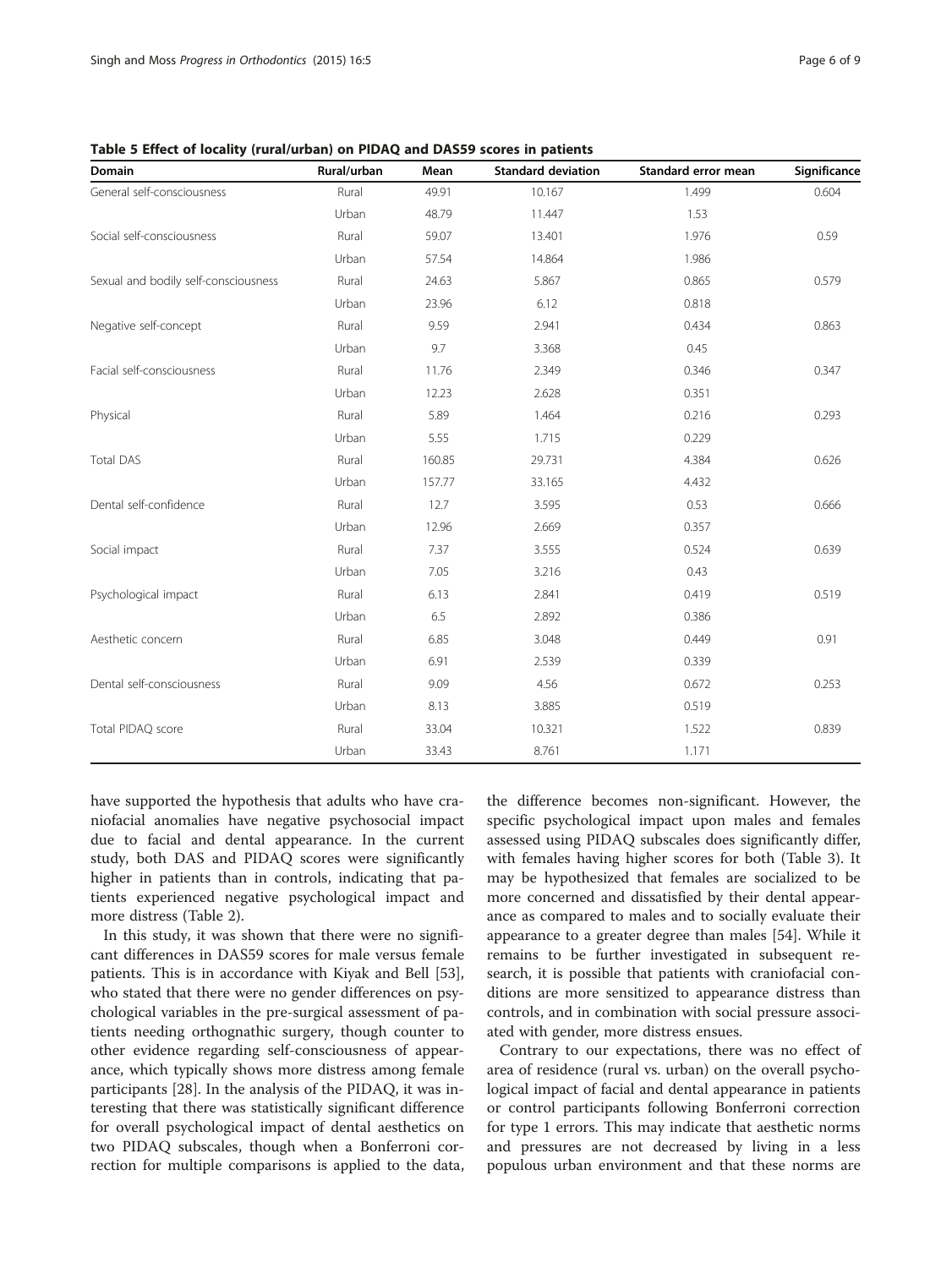**Table 5 Effect of locality (rural/urban) on PIDAQ and DAS59 scores in patients**

| Domain | Rural/urban | Mean | Standard deviation | Standard error mean | Significance |
|---|---|---|---|---|---|
| General self-consciousness | Rural | 49.91 | 10.167 | 1.499 | 0.604 |
| | Urban | 48.79 | 11.447 | 1.53 | |
| Social self-consciousness | Rural | 59.07 | 13.401 | 1.976 | 0.59 |
| | Urban | 57.54 | 14.864 | 1.986 | |
| Sexual and bodily self-consciousness | Rural | 24.63 | 5.867 | 0.865 | 0.579 |
| | Urban | 23.96 | 6.12 | 0.818 | |
| Negative self-concept | Rural | 9.59 | 2.941 | 0.434 | 0.863 |
| | Urban | 9.7 | 3.368 | 0.45 | |
| Facial self-consciousness | Rural | 11.76 | 2.349 | 0.346 | 0.347 |
| | Urban | 12.23 | 2.628 | 0.351 | |
| Physical | Rural | 5.89 | 1.464 | 0.216 | 0.293 |
| | Urban | 5.55 | 1.715 | 0.229 | |
| Total DAS | Rural | 160.85 | 29.731 | 4.384 | 0.626 |
| | Urban | 157.77 | 33.165 | 4.432 | |
| Dental self-confidence | Rural | 12.7 | 3.595 | 0.53 | 0.666 |
| | Urban | 12.96 | 2.669 | 0.357 | |
| Social impact | Rural | 7.37 | 3.555 | 0.524 | 0.639 |
| | Urban | 7.05 | 3.216 | 0.43 | |
| Psychological impact | Rural | 6.13 | 2.841 | 0.419 | 0.519 |
| | Urban | 6.5 | 2.892 | 0.386 | |
| Aesthetic concern | Rural | 6.85 | 3.048 | 0.449 | 0.91 |
| | Urban | 6.91 | 2.539 | 0.339 | |
| Dental self-consciousness | Rural | 9.09 | 4.56 | 0.672 | 0.253 |
| | Urban | 8.13 | 3.885 | 0.519 | |
| Total PIDAQ score | Rural | 33.04 | 10.321 | 1.522 | 0.839 |
| | Urban | 33.43 | 8.761 | 1.171 | |

have supported the hypothesis that adults who have craniofacial anomalies have negative psychosocial impact due to facial and dental appearance. In the current study, both DAS and PIDAQ scores were significantly higher in patients than in controls, indicating that patients experienced negative psychological impact and more distress (Table 2).

In this study, it was shown that there were no significant differences in DAS59 scores for male versus female patients. This is in accordance with Kiyak and Bell [53], who stated that there were no gender differences on psychological variables in the pre-surgical assessment of patients needing orthognathic surgery, though counter to other evidence regarding self-consciousness of appearance, which typically shows more distress among female participants [28]. In the analysis of the PIDAQ, it was interesting that there was statistically significant difference for overall psychological impact of dental aesthetics on two PIDAQ subscales, though when a Bonferroni correction for multiple comparisons is applied to the data, the difference becomes non-significant. However, the specific psychological impact upon males and females assessed using PIDAQ subscales does significantly differ, with females having higher scores for both (Table 3). It may be hypothesized that females are socialized to be more concerned and dissatisfied by their dental appearance as compared to males and to socially evaluate their appearance to a greater degree than males [54]. While it remains to be further investigated in subsequent research, it is possible that patients with craniofacial conditions are more sensitized to appearance distress than controls, and in combination with social pressure associated with gender, more distress ensues.

Contrary to our expectations, there was no effect of area of residence (rural vs. urban) on the overall psychological impact of facial and dental appearance in patients or control participants following Bonferroni correction for type 1 errors. This may indicate that aesthetic norms and pressures are not decreased by living in a less populous urban environment and that these norms are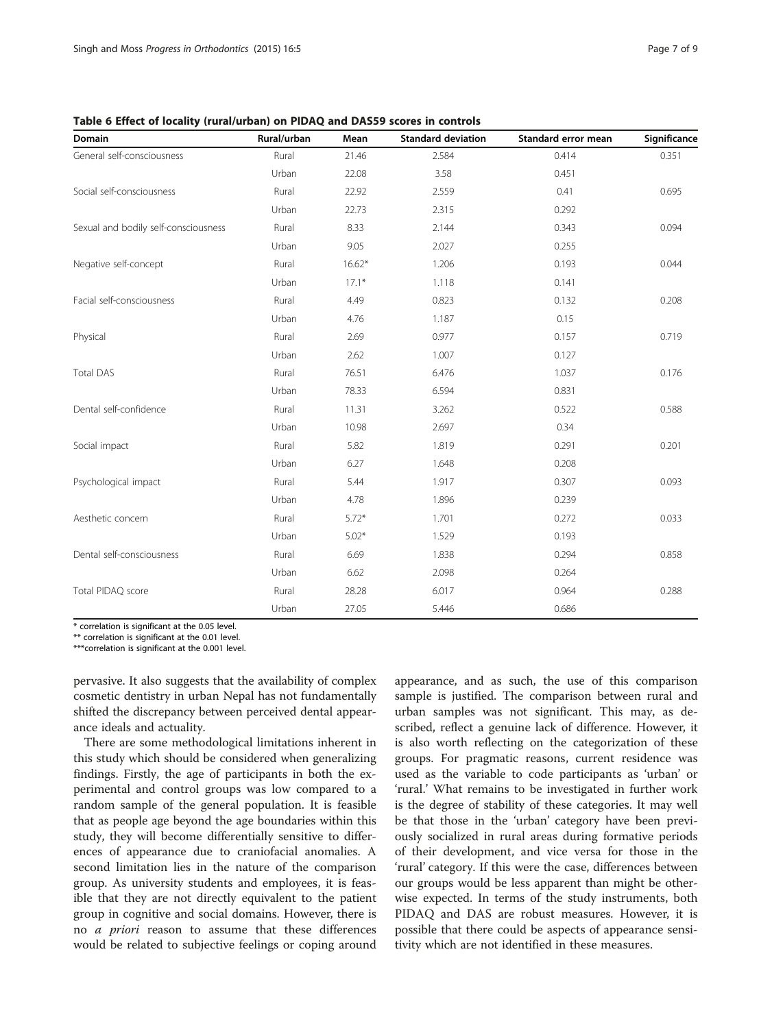**Table 6 Effect of locality (rural/urban) on PIDAQ and DAS59 scores in controls**

| Domain | Rural/urban | Mean | Standard deviation | Standard error mean | Significance |
|---|---|---|---|---|---|
| General self-consciousness | Rural | 21.46 | 2.584 | 0.414 | 0.351 |
| | Urban | 22.08 | 3.58 | 0.451 | |
| Social self-consciousness | Rural | 22.92 | 2.559 | 0.41 | 0.695 |
| | Urban | 22.73 | 2.315 | 0.292 | |
| Sexual and bodily self-consciousness | Rural | 8.33 | 2.144 | 0.343 | 0.094 |
| | Urban | 9.05 | 2.027 | 0.255 | |
| Negative self-concept | Rural | 16.62* | 1.206 | 0.193 | 0.044 |
| | Urban | 17.1* | 1.118 | 0.141 | |
| Facial self-consciousness | Rural | 4.49 | 0.823 | 0.132 | 0.208 |
| | Urban | 4.76 | 1.187 | 0.15 | |
| Physical | Rural | 2.69 | 0.977 | 0.157 | 0.719 |
| | Urban | 2.62 | 1.007 | 0.127 | |
| Total DAS | Rural | 76.51 | 6.476 | 1.037 | 0.176 |
| | Urban | 78.33 | 6.594 | 0.831 | |
| Dental self-confidence | Rural | 11.31 | 3.262 | 0.522 | 0.588 |
| | Urban | 10.98 | 2.697 | 0.34 | |
| Social impact | Rural | 5.82 | 1.819 | 0.291 | 0.201 |
| | Urban | 6.27 | 1.648 | 0.208 | |
| Psychological impact | Rural | 5.44 | 1.917 | 0.307 | 0.093 |
| | Urban | 4.78 | 1.896 | 0.239 | |
| Aesthetic concern | Rural | 5.72* | 1.701 | 0.272 | 0.033 |
| | Urban | 5.02* | 1.529 | 0.193 | |
| Dental self-consciousness | Rural | 6.69 | 1.838 | 0.294 | 0.858 |
| | Urban | 6.62 | 2.098 | 0.264 | |
| Total PIDAQ score | Rural | 28.28 | 6.017 | 0.964 | 0.288 |
| | Urban | 27.05 | 5.446 | 0.686 | |

\* correlation is significant at the 0.05 level.
\** correlation is significant at the 0.01 level.
\***correlation is significant at the 0.001 level.

pervasive. It also suggests that the availability of complex cosmetic dentistry in urban Nepal has not fundamentally shifted the discrepancy between perceived dental appearance ideals and actuality.

There are some methodological limitations inherent in this study which should be considered when generalizing findings. Firstly, the age of participants in both the experimental and control groups was low compared to a random sample of the general population. It is feasible that as people age beyond the age boundaries within this study, they will become differentially sensitive to differences of appearance due to craniofacial anomalies. A second limitation lies in the nature of the comparison group. As university students and employees, it is feasible that they are not directly equivalent to the patient group in cognitive and social domains. However, there is no *a priori* reason to assume that these differences would be related to subjective feelings or coping around appearance, and as such, the use of this comparison sample is justified. The comparison between rural and urban samples was not significant. This may, as described, reflect a genuine lack of difference. However, it is also worth reflecting on the categorization of these groups. For pragmatic reasons, current residence was used as the variable to code participants as 'urban' or 'rural.' What remains to be investigated in further work is the degree of stability of these categories. It may well be that those in the 'urban' category have been previously socialized in rural areas during formative periods of their development, and vice versa for those in the 'rural' category. If this were the case, differences between our groups would be less apparent than might be otherwise expected. In terms of the study instruments, both PIDAQ and DAS are robust measures. However, it is possible that there could be aspects of appearance sensitivity which are not identified in these measures.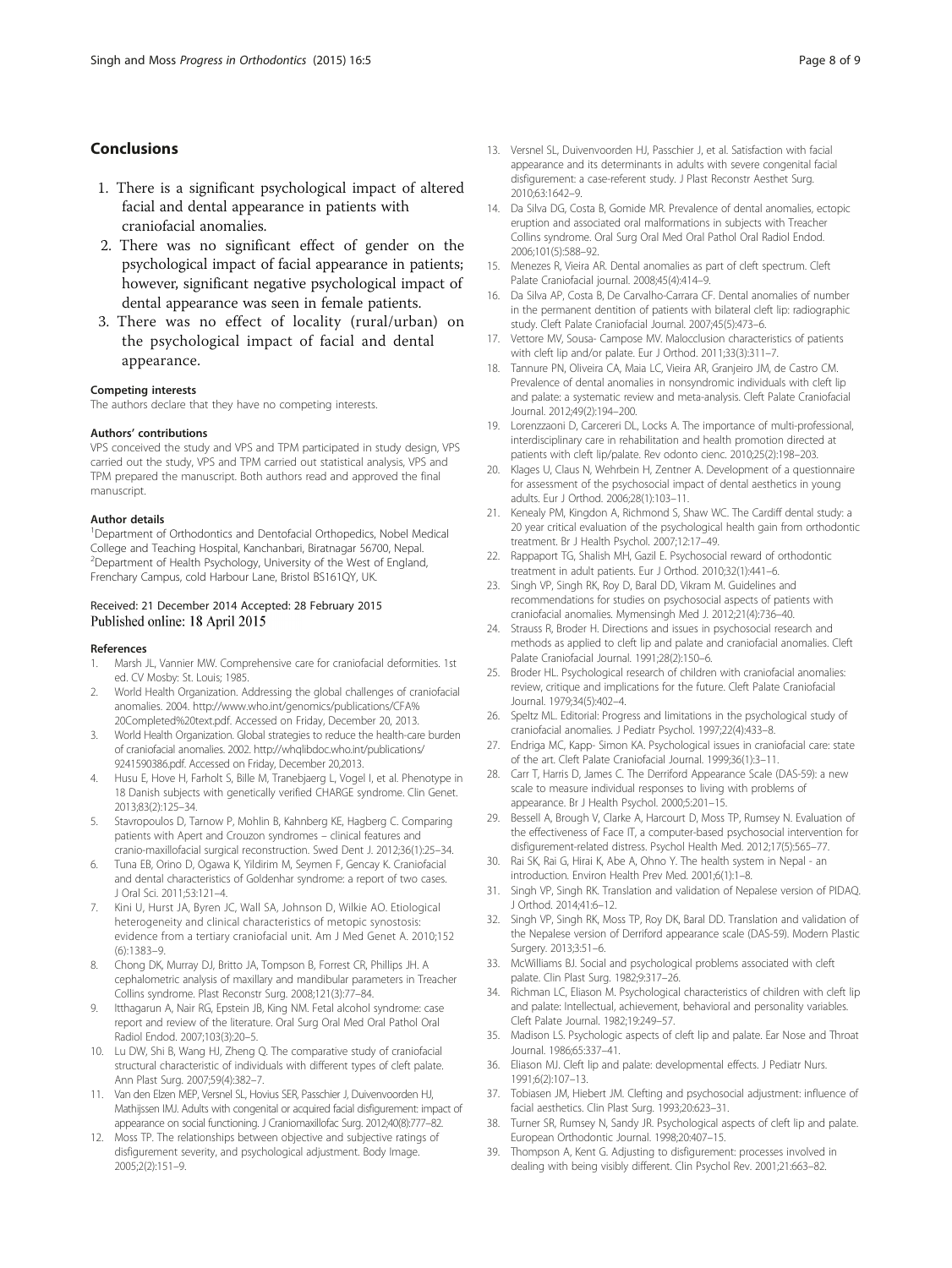## Conclusions

1. There is a significant psychological impact of altered facial and dental appearance in patients with craniofacial anomalies.
2. There was no significant effect of gender on the psychological impact of facial appearance in patients; however, significant negative psychological impact of dental appearance was seen in female patients.
3. There was no effect of locality (rural/urban) on the psychological impact of facial and dental appearance.

#### Competing interests
The authors declare that they have no competing interests.

#### Authors' contributions
VPS conceived the study and VPS and TPM participated in study design, VPS carried out the study, VPS and TPM carried out statistical analysis, VPS and TPM prepared the manuscript. Both authors read and approved the final manuscript.

#### Author details
[1]Department of Orthodontics and Dentofacial Orthopedics, Nobel Medical College and Teaching Hospital, Kanchanbari, Biratnagar 56700, Nepal. [2]Department of Health Psychology, University of the West of England, Frenchary Campus, cold Harbour Lane, Bristol BS161QY, UK.

Received: 21 December 2014 Accepted: 28 February 2015
Published online: 18 April 2015

#### References
1. Marsh JL, Vannier MW. Comprehensive care for craniofacial deformities. 1st ed. CV Mosby: St. Louis; 1985.
2. World Health Organization. Addressing the global challenges of craniofacial anomalies. 2004. http://www.who.int/genomics/publications/CFA%20Completed%20text.pdf. Accessed on Friday, December 20, 2013.
3. World Health Organization. Global strategies to reduce the health-care burden of craniofacial anomalies. 2002. http://whqlibdoc.who.int/publications/9241590386.pdf. Accessed on Friday, December 20,2013.
4. Husu E, Hove H, Farholt S, Bille M, Tranebjaerg L, Vogel I, et al. Phenotype in 18 Danish subjects with genetically verified CHARGE syndrome. Clin Genet. 2013;83(2):125–34.
5. Stavropoulos D, Tarnow P, Mohlin B, Kahnberg KE, Hagberg C. Comparing patients with Apert and Crouzon syndromes – clinical features and cranio-maxillofacial surgical reconstruction. Swed Dent J. 2012;36(1):25–34.
6. Tuna EB, Orino D, Ogawa K, Yildirim M, Seymen F, Gencay K. Craniofacial and dental characteristics of Goldenhar syndrome: a report of two cases. J Oral Sci. 2011;53:121–4.
7. Kini U, Hurst JA, Byren JC, Wall SA, Johnson D, Wilkie AO. Etiological heterogeneity and clinical characteristics of metopic synostosis: evidence from a tertiary craniofacial unit. Am J Med Genet A. 2010;152(6):1383–9.
8. Chong DK, Murray DJ, Britto JA, Tompson B, Forrest CR, Phillips JH. A cephalometric analysis of maxillary and mandibular parameters in Treacher Collins syndrome. Plast Reconstr Surg. 2008;121(3):77–84.
9. Itthagarun A, Nair RG, Epstein JB, King NM. Fetal alcohol syndrome: case report and review of the literature. Oral Surg Oral Med Oral Pathol Oral Radiol Endod. 2007;103(3):20–5.
10. Lu DW, Shi B, Wang HJ, Zheng Q. The comparative study of craniofacial structural characteristic of individuals with different types of cleft palate. Ann Plast Surg. 2007;59(4):382–7.
11. Van den Elzen MEP, Versnel SL, Hovius SER, Passchier J, Duivenvoorden HJ, Mathijssen IMJ. Adults with congenital or acquired facial disfigurement: impact of appearance on social functioning. J Craniomaxillofac Surg. 2012;40(8):777–82.
12. Moss TP. The relationships between objective and subjective ratings of disfigurement severity, and psychological adjustment. Body Image. 2005;2(2):151–9.
13. Versnel SL, Duivenvoorden HJ, Passchier J, et al. Satisfaction with facial appearance and its determinants in adults with severe congenital facial disfigurement: a case-referent study. J Plast Reconstr Aesthet Surg. 2010;63:1642–9.
14. Da Silva DG, Costa B, Gomide MR. Prevalence of dental anomalies, ectopic eruption and associated oral malformations in subjects with Treacher Collins syndrome. Oral Surg Oral Med Oral Pathol Oral Radiol Endod. 2006;101(5):588–92.
15. Menezes R, Vieira AR. Dental anomalies as part of cleft spectrum. Cleft Palate Craniofacial journal. 2008;45(4):414–9.
16. Da Silva AP, Costa B, De Carvalho-Carrara CF. Dental anomalies of number in the permanent dentition of patients with bilateral cleft lip: radiographic study. Cleft Palate Craniofacial Journal. 2007;45(5):473–6.
17. Vettore MV, Sousa- Campose MV. Malocclusion characteristics of patients with cleft lip and/or palate. Eur J Orthod. 2011;33(3):311–7.
18. Tannure PN, Oliveira CA, Maia LC, Vieira AR, Granjeiro JM, de Castro CM. Prevalence of dental anomalies in nonsyndromic individuals with cleft lip and palate: a systematic review and meta-analysis. Cleft Palate Craniofacial Journal. 2012;49(2):194–200.
19. Lorenzzaoni D, Carcereri DL, Locks A. The importance of multi-professional, interdisciplinary care in rehabilitation and health promotion directed at patients with cleft lip/palate. Rev odonto cienc. 2010;25(2):198–203.
20. Klages U, Claus N, Wehrbein H, Zentner A. Development of a questionnaire for assessment of the psychosocial impact of dental aesthetics in young adults. Eur J Orthod. 2006;28(1):103–11.
21. Kenealy PM, Kingdon A, Richmond S, Shaw WC. The Cardiff dental study: a 20 year critical evaluation of the psychological health gain from orthodontic treatment. Br J Health Psychol. 2007;12:17–49.
22. Rappaport TG, Shalish MH, Gazil E. Psychosocial reward of orthodontic treatment in adult patients. Eur J Orthod. 2010;32(1):441–6.
23. Singh VP, Singh RK, Roy D, Baral DD, Vikram M. Guidelines and recommendations for studies on psychosocial aspects of patients with craniofacial anomalies. Mymensingh Med J. 2012;21(4):736–40.
24. Strauss R, Broder H. Directions and issues in psychosocial research and methods as applied to cleft lip and palate and craniofacial anomalies. Cleft Palate Craniofacial Journal. 1991;28(2):150–6.
25. Broder HL. Psychological research of children with craniofacial anomalies: review, critique and implications for the future. Cleft Palate Craniofacial Journal. 1979;34(5):402–4.
26. Speltz ML. Editorial: Progress and limitations in the psychological study of craniofacial anomalies. J Pediatr Psychol. 1997;22(4):433–8.
27. Endriga MC, Kapp- Simon KA. Psychological issues in craniofacial care: state of the art. Cleft Palate Craniofacial Journal. 1999;36(1):3–11.
28. Carr T, Harris D, James C. The Derriford Appearance Scale (DAS-59): a new scale to measure individual responses to living with problems of appearance. Br J Health Psychol. 2000;5:201–15.
29. Bessell A, Brough V, Clarke A, Harcourt D, Moss TP, Rumsey N. Evaluation of the effectiveness of Face IT, a computer-based psychosocial intervention for disfigurement-related distress. Psychol Health Med. 2012;17(5):565–77.
30. Rai SK, Rai G, Hirai K, Abe A, Ohno Y. The health system in Nepal - an introduction. Environ Health Prev Med. 2001;6(1):1–8.
31. Singh VP, Singh RK. Translation and validation of Nepalese version of PIDAQ. J Orthod. 2014;41:6–12.
32. Singh VP, Singh RK, Moss TP, Roy DK, Baral DD. Translation and validation of the Nepalese version of Derriford appearance scale (DAS-59). Modern Plastic Surgery. 2013;3:51–6.
33. McWilliams BJ. Social and psychological problems associated with cleft palate. Clin Plast Surg. 1982;9:317–26.
34. Richman LC, Eliason M. Psychological characteristics of children with cleft lip and palate: Intellectual, achievement, behavioral and personality variables. Cleft Palate Journal. 1982;19:249–57.
35. Madison LS. Psychologic aspects of cleft lip and palate. Ear Nose and Throat Journal. 1986;65:337–41.
36. Eliason MJ. Cleft lip and palate: developmental effects. J Pediatr Nurs. 1991;6(2):107–13.
37. Tobiasen JM, Hiebert JM. Clefting and psychosocial adjustment: influence of facial aesthetics. Clin Plast Surg. 1993;20:623–31.
38. Turner SR, Rumsey N, Sandy JR. Psychological aspects of cleft lip and palate. European Orthodontic Journal. 1998;20:407–15.
39. Thompson A, Kent G. Adjusting to disfigurement: processes involved in dealing with being visibly different. Clin Psychol Rev. 2001;21:663–82.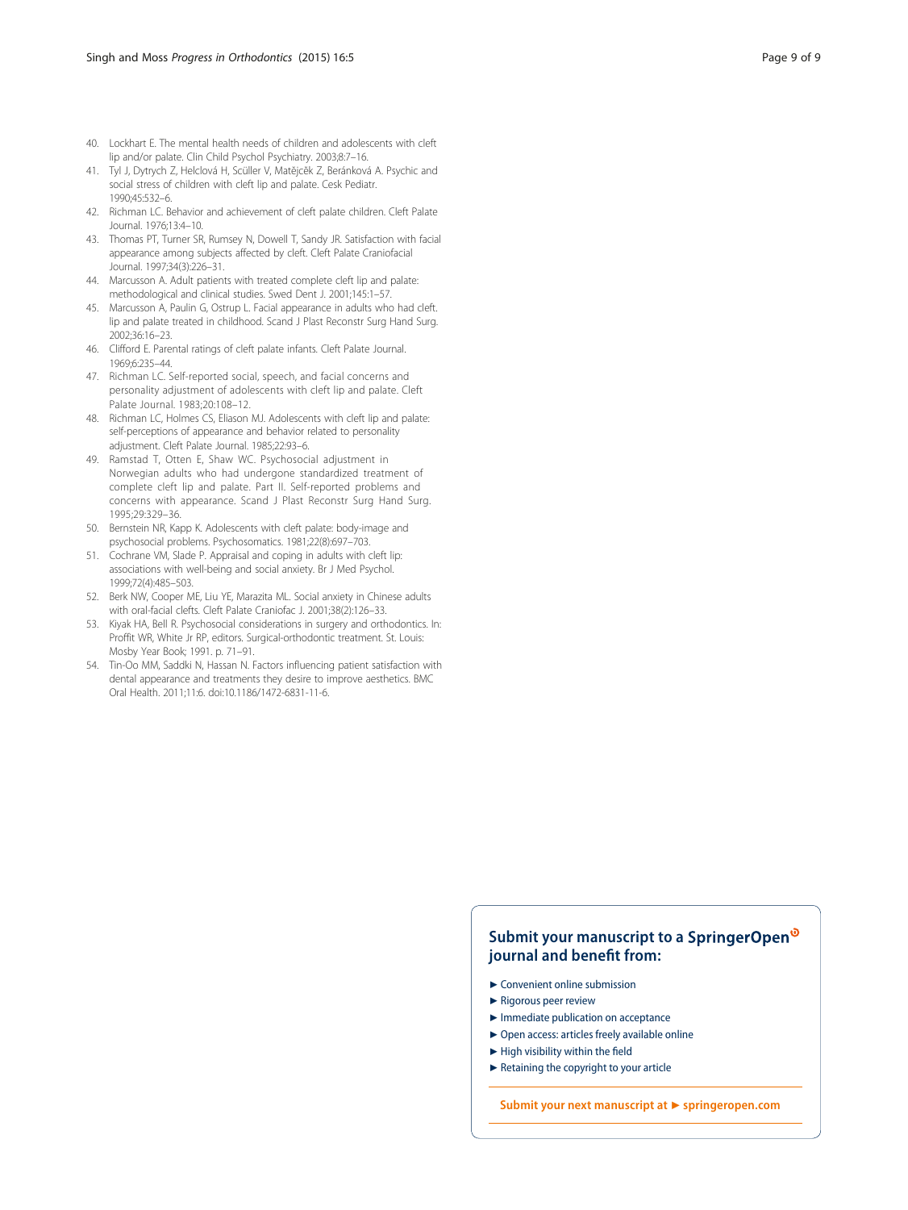40. Lockhart E. The mental health needs of children and adolescents with cleft lip and/or palate. Clin Child Psychol Psychiatry. 2003;8:7–16.
41. Tyl J, Dytrych Z, Helclová H, Scüller V, Matějcěk Z, Beránková A. Psychic and social stress of children with cleft lip and palate. Cesk Pediatr. 1990;45:532–6.
42. Richman LC. Behavior and achievement of cleft palate children. Cleft Palate Journal. 1976;13:4–10.
43. Thomas PT, Turner SR, Rumsey N, Dowell T, Sandy JR. Satisfaction with facial appearance among subjects affected by cleft. Cleft Palate Craniofacial Journal. 1997;34(3):226–31.
44. Marcusson A. Adult patients with treated complete cleft lip and palate: methodological and clinical studies. Swed Dent J. 2001;145:1–57.
45. Marcusson A, Paulin G, Ostrup L. Facial appearance in adults who had cleft. lip and palate treated in childhood. Scand J Plast Reconstr Surg Hand Surg. 2002;36:16–23.
46. Clifford E. Parental ratings of cleft palate infants. Cleft Palate Journal. 1969;6:235–44.
47. Richman LC. Self-reported social, speech, and facial concerns and personality adjustment of adolescents with cleft lip and palate. Cleft Palate Journal. 1983;20:108–12.
48. Richman LC, Holmes CS, Eliason MJ. Adolescents with cleft lip and palate: self-perceptions of appearance and behavior related to personality adjustment. Cleft Palate Journal. 1985;22:93–6.
49. Ramstad T, Otten E, Shaw WC. Psychosocial adjustment in Norwegian adults who had undergone standardized treatment of complete cleft lip and palate. Part II. Self-reported problems and concerns with appearance. Scand J Plast Reconstr Surg Hand Surg. 1995;29:329–36.
50. Bernstein NR, Kapp K. Adolescents with cleft palate: body-image and psychosocial problems. Psychosomatics. 1981;22(8):697–703.
51. Cochrane VM, Slade P. Appraisal and coping in adults with cleft lip: associations with well-being and social anxiety. Br J Med Psychol. 1999;72(4):485–503.
52. Berk NW, Cooper ME, Liu YE, Marazita ML. Social anxiety in Chinese adults with oral-facial clefts. Cleft Palate Craniofac J. 2001;38(2):126–33.
53. Kiyak HA, Bell R. Psychosocial considerations in surgery and orthodontics. In: Proffit WR, White Jr RP, editors. Surgical-orthodontic treatment. St. Louis: Mosby Year Book; 1991. p. 71–91.
54. Tin-Oo MM, Saddki N, Hassan N. Factors influencing patient satisfaction with dental appearance and treatments they desire to improve aesthetics. BMC Oral Health. 2011;11:6. doi:10.1186/1472-6831-11-6.

**Submit your manuscript to a SpringerOpen journal and benefit from:**

- ► Convenient online submission
- ► Rigorous peer review
- ► Immediate publication on acceptance
- ► Open access: articles freely available online
- ► High visibility within the field
- ► Retaining the copyright to your article

**Submit your next manuscript at ► springeropen.com**